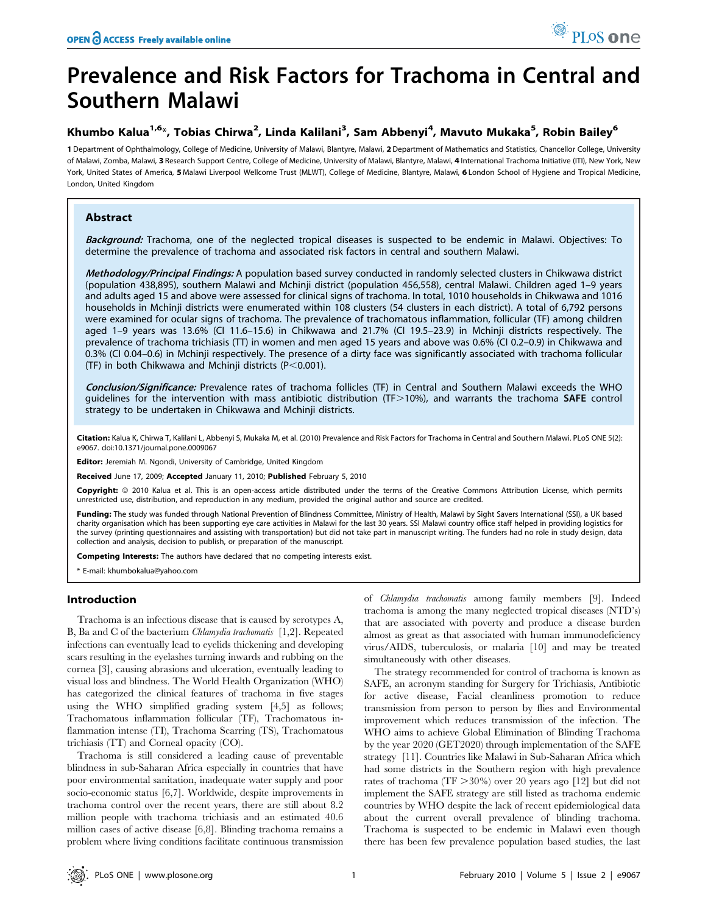# Prevalence and Risk Factors for Trachoma in Central and Southern Malawi

**Khumbo Kalua[1,6]*, Tobias Chirwa[2], Linda Kalilani[3], Sam Abbenyi[4], Mavuto Mukaka[5], Robin Bailey[6]**

**1** Department of Ophthalmology, College of Medicine, University of Malawi, Blantyre, Malawi, **2** Department of Mathematics and Statistics, Chancellor College, University of Malawi, Zomba, Malawi, **3** Research Support Centre, College of Medicine, University of Malawi, Blantyre, Malawi, **4** International Trachoma Initiative (ITI), New York, New York, United States of America, **5** Malawi Liverpool Wellcome Trust (MLWT), College of Medicine, Blantyre, Malawi, **6** London School of Hygiene and Tropical Medicine, London, United Kingdom

## Abstract

***Background:*** Trachoma, one of the neglected tropical diseases is suspected to be endemic in Malawi. Objectives: To determine the prevalence of trachoma and associated risk factors in central and southern Malawi.

***Methodology/Principal Findings:*** A population based survey conducted in randomly selected clusters in Chikwawa district (population 438,895), southern Malawi and Mchinji district (population 456,558), central Malawi. Children aged 1–9 years and adults aged 15 and above were assessed for clinical signs of trachoma. In total, 1010 households in Chikwawa and 1016 households in Mchinji districts were enumerated within 108 clusters (54 clusters in each district). A total of 6,792 persons were examined for ocular signs of trachoma. The prevalence of trachomatous inflammation, follicular (TF) among children aged 1–9 years was 13.6% (CI 11.6–15.6) in Chikwawa and 21.7% (CI 19.5–23.9) in Mchinji districts respectively. The prevalence of trachoma trichiasis (TT) in women and men aged 15 years and above was 0.6% (CI 0.2–0.9) in Chikwawa and 0.3% (CI 0.04–0.6) in Mchinji respectively. The presence of a dirty face was significantly associated with trachoma follicular (TF) in both Chikwawa and Mchinji districts ($P<0.001$).

***Conclusion/Significance:*** Prevalence rates of trachoma follicles (TF) in Central and Southern Malawi exceeds the WHO guidelines for the intervention with mass antibiotic distribution (TF>10%), and warrants the trachoma **SAFE** control strategy to be undertaken in Chikwawa and Mchinji districts.

**Citation:** Kalua K, Chirwa T, Kalilani L, Abbenyi S, Mukaka M, et al. (2010) Prevalence and Risk Factors for Trachoma in Central and Southern Malawi. PLoS ONE 5(2): e9067. doi:10.1371/journal.pone.0009067

**Editor:** Jeremiah M. Ngondi, University of Cambridge, United Kingdom

**Received** June 17, 2009; **Accepted** January 11, 2010; **Published** February 5, 2010

**Copyright:** © 2010 Kalua et al. This is an open-access article distributed under the terms of the Creative Commons Attribution License, which permits unrestricted use, distribution, and reproduction in any medium, provided the original author and source are credited.

**Funding:** The study was funded through National Prevention of Blindness Committee, Ministry of Health, Malawi by Sight Savers International (SSI), a UK based charity organisation which has been supporting eye care activities in Malawi for the last 30 years. SSI Malawi country office staff helped in providing logistics for the survey (printing questionnaires and assisting with transportation) but did not take part in manuscript writing. The funders had no role in study design, data collection and analysis, decision to publish, or preparation of the manuscript.

**Competing Interests:** The authors have declared that no competing interests exist.

* E-mail: khumbokalua@yahoo.com

## Introduction

Trachoma is an infectious disease that is caused by serotypes A, B, Ba and C of the bacterium *Chlamydia trachomatis* [1,2]. Repeated infections can eventually lead to eyelids thickening and developing scars resulting in the eyelashes turning inwards and rubbing on the cornea [3], causing abrasions and ulceration, eventually leading to visual loss and blindness. The World Health Organization (WHO) has categorized the clinical features of trachoma in five stages using the WHO simplified grading system [4,5] as follows; Trachomatous inflammation follicular (TF), Trachomatous inflammation intense (TI), Trachoma Scarring (TS), Trachomatous trichiasis (TT) and Corneal opacity (CO).

Trachoma is still considered a leading cause of preventable blindness in sub-Saharan Africa especially in countries that have poor environmental sanitation, inadequate water supply and poor socio-economic status [6,7]. Worldwide, despite improvements in trachoma control over the recent years, there are still about 8.2 million people with trachoma trichiasis and an estimated 40.6 million cases of active disease [6,8]. Blinding trachoma remains a problem where living conditions facilitate continuous transmission of *Chlamydia trachomatis* among family members [9]. Indeed trachoma is among the many neglected tropical diseases (NTD's) that are associated with poverty and produce a disease burden almost as great as that associated with human immunodeficiency virus/AIDS, tuberculosis, or malaria [10] and may be treated simultaneously with other diseases.

The strategy recommended for control of trachoma is known as SAFE, an acronym standing for Surgery for Trichiasis, Antibiotic for active disease, Facial cleanliness promotion to reduce transmission from person to person by flies and Environmental improvement which reduces transmission of the infection. The WHO aims to achieve Global Elimination of Blinding Trachoma by the year 2020 (GET2020) through implementation of the SAFE strategy [11]. Countries like Malawi in Sub-Saharan Africa which had some districts in the Southern region with high prevalence rates of trachoma (TF >30%) over 20 years ago [12] but did not implement the SAFE strategy are still listed as trachoma endemic countries by WHO despite the lack of recent epidemiological data about the current overall prevalence of blinding trachoma. Trachoma is suspected to be endemic in Malawi even though there has been few prevalence population based studies, the last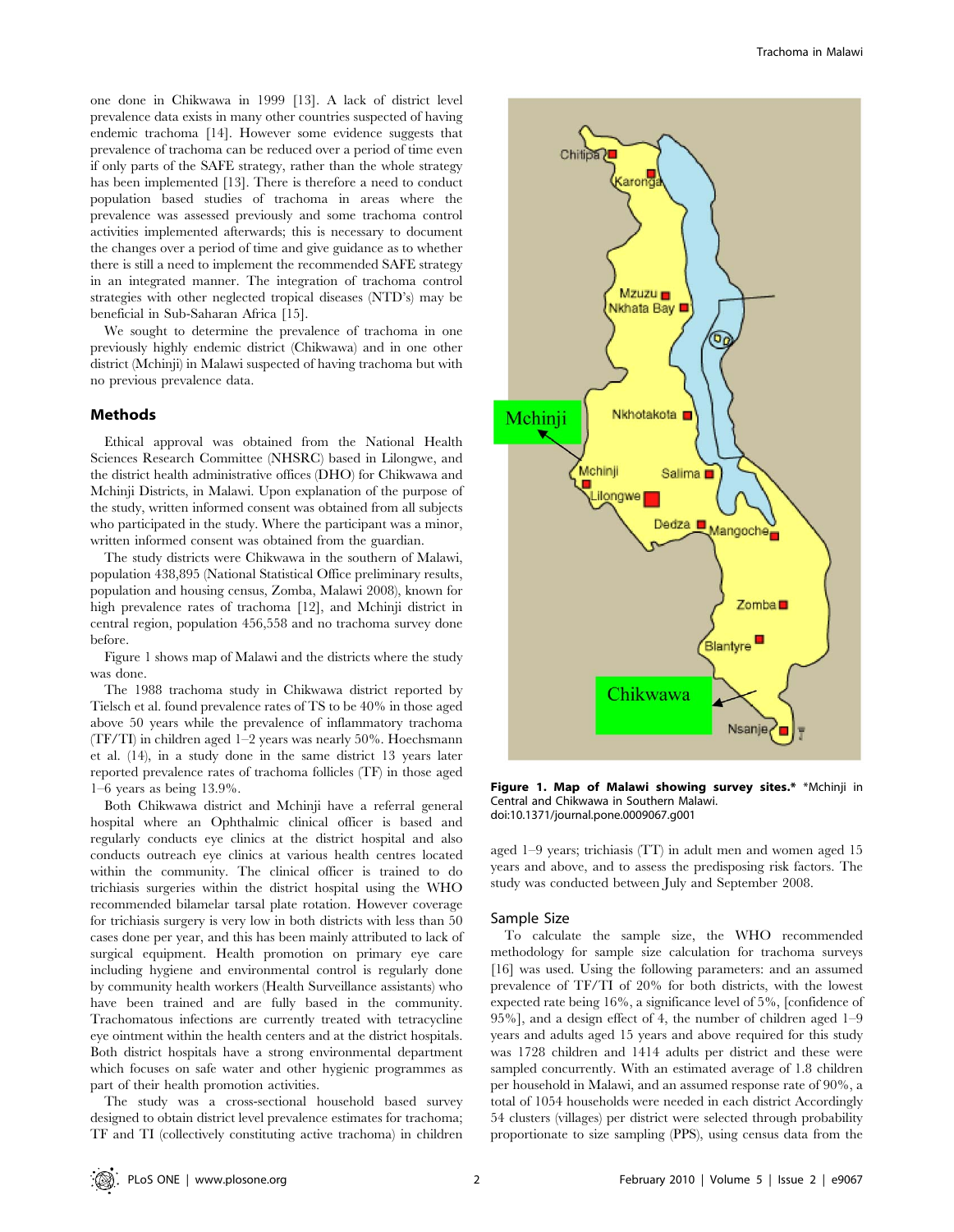one done in Chikwawa in 1999 [13]. A lack of district level prevalence data exists in many other countries suspected of having endemic trachoma [14]. However some evidence suggests that prevalence of trachoma can be reduced over a period of time even if only parts of the SAFE strategy, rather than the whole strategy has been implemented [13]. There is therefore a need to conduct population based studies of trachoma in areas where the prevalence was assessed previously and some trachoma control activities implemented afterwards; this is necessary to document the changes over a period of time and give guidance as to whether there is still a need to implement the recommended SAFE strategy in an integrated manner. The integration of trachoma control strategies with other neglected tropical diseases (NTD's) may be beneficial in Sub-Saharan Africa [15].

We sought to determine the prevalence of trachoma in one previously highly endemic district (Chikwawa) and in one other district (Mchinji) in Malawi suspected of having trachoma but with no previous prevalence data.

## Methods

Ethical approval was obtained from the National Health Sciences Research Committee (NHSRC) based in Lilongwe, and the district health administrative offices (DHO) for Chikwawa and Mchinji Districts, in Malawi. Upon explanation of the purpose of the study, written informed consent was obtained from all subjects who participated in the study. Where the participant was a minor, written informed consent was obtained from the guardian.

The study districts were Chikwawa in the southern of Malawi, population 438,895 (National Statistical Office preliminary results, population and housing census, Zomba, Malawi 2008), known for high prevalence rates of trachoma [12], and Mchinji district in central region, population 456,558 and no trachoma survey done before.

Figure 1 shows map of Malawi and the districts where the study was done.

The 1988 trachoma study in Chikwawa district reported by Tielsch et al. found prevalence rates of TS to be 40% in those aged above 50 years while the prevalence of inflammatory trachoma (TF/TI) in children aged 1–2 years was nearly 50%. Hoechsmann et al. (14), in a study done in the same district 13 years later reported prevalence rates of trachoma follicles (TF) in those aged 1–6 years as being 13.9%.

Both Chikwawa district and Mchinji have a referral general hospital where an Ophthalmic clinical officer is based and regularly conducts eye clinics at the district hospital and also conducts outreach eye clinics at various health centres located within the community. The clinical officer is trained to do trichiasis surgeries within the district hospital using the WHO recommended bilamelar tarsal plate rotation. However coverage for trichiasis surgery is very low in both districts with less than 50 cases done per year, and this has been mainly attributed to lack of surgical equipment. Health promotion on primary eye care including hygiene and environmental control is regularly done by community health workers (Health Surveillance assistants) who have been trained and are fully based in the community. Trachomatous infections are currently treated with tetracycline eye ointment within the health centers and at the district hospitals. Both district hospitals have a strong environmental department which focuses on safe water and other hygienic programmes as part of their health promotion activities.

The study was a cross-sectional household based survey designed to obtain district level prevalence estimates for trachoma; TF and TI (collectively constituting active trachoma) in children aged 1–9 years; trichiasis (TT) in adult men and women aged 15 years and above, and to assess the predisposing risk factors. The study was conducted between July and September 2008.

**Figure 1. Map of Malawi showing survey sites.*** *Mchinji in Central and Chikwawa in Southern Malawi.
doi:10.1371/journal.pone.0009067.g001

### Sample Size

To calculate the sample size, the WHO recommended methodology for sample size calculation for trachoma surveys [16] was used. Using the following parameters: and an assumed prevalence of TF/TI of 20% for both districts, with the lowest expected rate being 16%, a significance level of 5%, [confidence of 95%], and a design effect of 4, the number of children aged 1–9 years and adults aged 15 years and above required for this study was 1728 children and 1414 adults per district and these were sampled concurrently. With an estimated average of 1.8 children per household in Malawi, and an assumed response rate of 90%, a total of 1054 households were needed in each district Accordingly 54 clusters (villages) per district were selected through probability proportionate to size sampling (PPS), using census data from the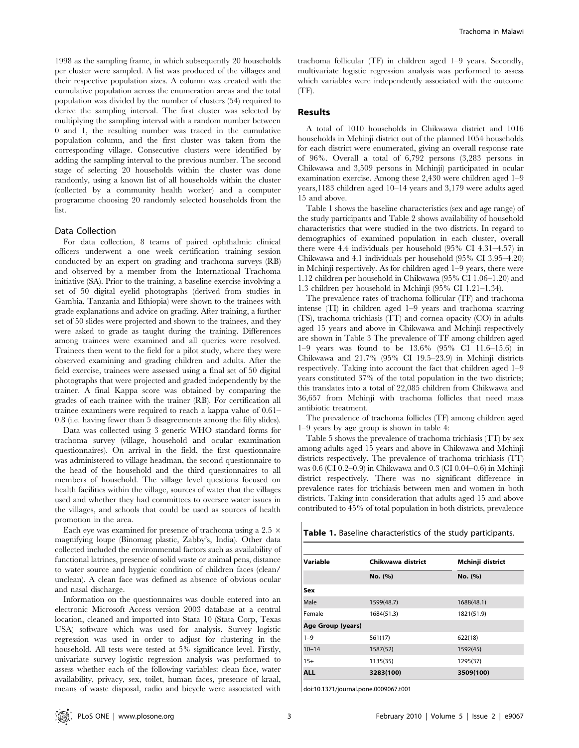1998 as the sampling frame, in which subsequently 20 households per cluster were sampled. A list was produced of the villages and their respective population sizes. A column was created with the cumulative population across the enumeration areas and the total population was divided by the number of clusters (54) required to derive the sampling interval. The first cluster was selected by multiplying the sampling interval with a random number between 0 and 1, the resulting number was traced in the cumulative population column, and the first cluster was taken from the corresponding village. Consecutive clusters were identified by adding the sampling interval to the previous number. The second stage of selecting 20 households within the cluster was done randomly, using a known list of all households within the cluster (collected by a community health worker) and a computer programme choosing 20 randomly selected households from the list.

### Data Collection

For data collection, 8 teams of paired ophthalmic clinical officers underwent a one week certification training session conducted by an expert on grading and trachoma surveys (RB) and observed by a member from the International Trachoma initiative (SA). Prior to the training, a baseline exercise involving a set of 50 digital eyelid photographs (derived from studies in Gambia, Tanzania and Ethiopia) were shown to the trainees with grade explanations and advice on grading. After training, a further set of 50 slides were projected and shown to the trainees, and they were asked to grade as taught during the training. Differences among trainees were examined and all queries were resolved. Trainees then went to the field for a pilot study, where they were observed examining and grading children and adults. After the field exercise, trainees were assessed using a final set of 50 digital photographs that were projected and graded independently by the trainer. A final Kappa score was obtained by comparing the grades of each trainee with the trainer (RB). For certification all trainee examiners were required to reach a kappa value of 0.61–0.8 (i.e. having fewer than 5 disagreements among the fifty slides).

Data was collected using 3 generic WHO standard forms for trachoma survey (village, household and ocular examination questionnaires). On arrival in the field, the first questionnaire was administered to village headman, the second questionnaire to the head of the household and the third questionnaires to all members of household. The village level questions focused on health facilities within the village, sources of water that the villages used and whether they had committees to oversee water issues in the villages, and schools that could be used as sources of health promotion in the area.

Each eye was examined for presence of trachoma using a 2.5 × magnifying loupe (Binomag plastic, Zabby's, India). Other data collected included the environmental factors such as availability of functional latrines, presence of solid waste or animal pens, distance to water source and hygienic condition of children faces (clean/unclean). A clean face was defined as absence of obvious ocular and nasal discharge.

Information on the questionnaires was double entered into an electronic Microsoft Access version 2003 database at a central location, cleaned and imported into Stata 10 (Stata Corp, Texas USA) software which was used for analysis. Survey logistic regression was used in order to adjust for clustering in the household. All tests were tested at 5% significance level. Firstly, univariate survey logistic regression analysis was performed to assess whether each of the following variables: clean face, water availability, privacy, sex, toilet, human faces, presence of kraal, means of waste disposal, radio and bicycle were associated with trachoma follicular (TF) in children aged 1–9 years. Secondly, multivariate logistic regression analysis was performed to assess which variables were independently associated with the outcome (TF).

## Results

A total of 1010 households in Chikwawa district and 1016 households in Mchinji district out of the planned 1054 households for each district were enumerated, giving an overall response rate of 96%. Overall a total of 6,792 persons (3,283 persons in Chikwawa and 3,509 persons in Mchinji) participated in ocular examination exercise. Among these 2,430 were children aged 1–9 years,1183 children aged 10–14 years and 3,179 were adults aged 15 and above.

Table 1 shows the baseline characteristics (sex and age range) of the study participants and Table 2 shows availability of household characteristics that were studied in the two districts. In regard to demographics of examined population in each cluster, overall there were 4.4 individuals per household (95% CI 4.31–4.57) in Chikwawa and 4.1 individuals per household (95% CI 3.95–4.20) in Mchinji respectively. As for children aged 1–9 years, there were 1.12 children per household in Chikwawa (95% CI 1.06–1.20) and 1.3 children per household in Mchinji (95% CI 1.21–1.34).

The prevalence rates of trachoma follicular (TF) and trachoma intense (TI) in children aged 1–9 years and trachoma scarring (TS), trachoma trichiasis (TT) and cornea opacity (CO) in adults aged 15 years and above in Chikwawa and Mchinji respectively are shown in Table 3 The prevalence of TF among children aged 1–9 years was found to be 13.6% (95% CI 11.6–15.6) in Chikwawa and 21.7% (95% CI 19.5–23.9) in Mchinji districts respectively. Taking into account the fact that children aged 1–9 years constituted 37% of the total population in the two districts; this translates into a total of 22,085 children from Chikwawa and 36,657 from Mchinji with trachoma follicles that need mass antibiotic treatment.

The prevalence of trachoma follicles (TF) among children aged 1–9 years by age group is shown in table 4:

Table 5 shows the prevalence of trachoma trichiasis (TT) by sex among adults aged 15 years and above in Chikwawa and Mchinji districts respectively. The prevalence of trachoma trichiasis (TT) was 0.6 (CI 0.2–0.9) in Chikwawa and 0.3 (CI 0.04–0.6) in Mchinji district respectively. There was no significant difference in prevalence rates for trichiasis between men and women in both districts. Taking into consideration that adults aged 15 and above contributed to 45% of total population in both districts, prevalence

**Table 1.** Baseline characteristics of the study participants.

| Variable | Chikwawa district | Mchinji district |
|---|---|---|
| | No. (%) | No. (%) |
| **Sex** | | |
| Male | 1599(48.7) | 1688(48.1) |
| Female | 1684(51.3) | 1821(51.9) |
| **Age Group (years)** | | |
| 1–9 | 561(17) | 622(18) |
| 10–14 | 1587(52) | 1592(45) |
| 15+ | 1135(35) | 1295(37) |
| **ALL** | **3283(100)** | **3509(100)** |

doi:10.1371/journal.pone.0009067.t001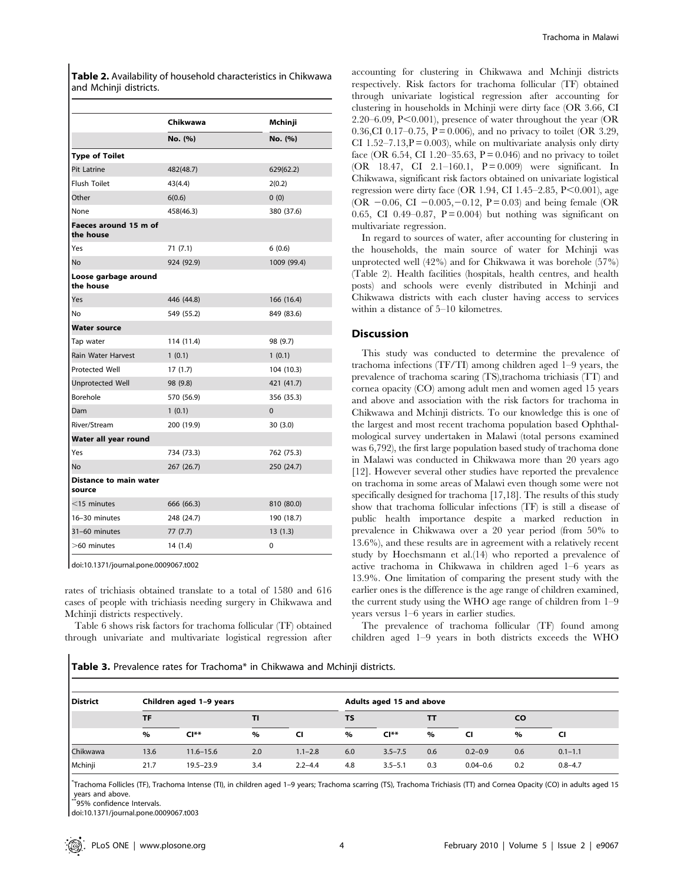**Table 2.** Availability of household characteristics in Chikwawa and Mchinji districts.

| | Chikwawa | Mchinji |
|---|---|---|
| | No. (%) | No. (%) |
| **Type of Toilet** | | |
| Pit Latrine | 482(48.7) | 629(62.2) |
| Flush Toilet | 43(4.4) | 2(0.2) |
| Other | 6(0.6) | 0 (0) |
| None | 458(46.3) | 380 (37.6) |
| **Faeces around 15 m of the house** | | |
| Yes | 71 (7.1) | 6 (0.6) |
| No | 924 (92.9) | 1009 (99.4) |
| **Loose garbage around the house** | | |
| Yes | 446 (44.8) | 166 (16.4) |
| No | 549 (55.2) | 849 (83.6) |
| **Water source** | | |
| Tap water | 114 (11.4) | 98 (9.7) |
| Rain Water Harvest | 1 (0.1) | 1 (0.1) |
| Protected Well | 17 (1.7) | 104 (10.3) |
| Unprotected Well | 98 (9.8) | 421 (41.7) |
| Borehole | 570 (56.9) | 356 (35.3) |
| Dam | 1 (0.1) | 0 |
| River/Stream | 200 (19.9) | 30 (3.0) |
| **Water all year round** | | |
| Yes | 734 (73.3) | 762 (75.3) |
| No | 267 (26.7) | 250 (24.7) |
| **Distance to main water source** | | |
| <15 minutes | 666 (66.3) | 810 (80.0) |
| 16–30 minutes | 248 (24.7) | 190 (18.7) |
| 31–60 minutes | 77 (7.7) | 13 (1.3) |
| >60 minutes | 14 (1.4) | 0 |

doi:10.1371/journal.pone.0009067.t002

rates of trichiasis obtained translate to a total of 1580 and 616 cases of people with trichiasis needing surgery in Chikwawa and Mchinji districts respectively.

Table 6 shows risk factors for trachoma follicular (TF) obtained through univariate and multivariate logistical regression after accounting for clustering in Chikwawa and Mchinji districts respectively. Risk factors for trachoma follicular (TF) obtained through univariate logistical regression after accounting for clustering in households in Mchinji were dirty face (OR 3.66, CI 2.20–6.09, $P<0.001$), presence of water throughout the year (OR 0.36,CI 0.17–0.75, $P=0.006$), and no privacy to toilet (OR 3.29, CI 1.52–7.13,$P=0.003$), while on multivariate analysis only dirty face (OR 6.54, CI 1.20–35.63, $P=0.046$) and no privacy to toilet (OR 18.47, CI 2.1–160.1, $P=0.009$) were significant. In Chikwawa, significant risk factors obtained on univariate logistical regression were dirty face (OR 1.94, CI 1.45–2.85, $P<0.001$), age (OR −0.06, CI −0.005,−0.12, $P=0.03$) and being female (OR 0.65, CI 0.49–0.87, $P=0.004$) but nothing was significant on multivariate regression.

In regard to sources of water, after accounting for clustering in the households, the main source of water for Mchinji was unprotected well (42%) and for Chikwawa it was borehole (57%) (Table 2). Health facilities (hospitals, health centres, and health posts) and schools were evenly distributed in Mchinji and Chikwawa districts with each cluster having access to services within a distance of 5–10 kilometres.

## Discussion

This study was conducted to determine the prevalence of trachoma infections (TF/TI) among children aged 1–9 years, the prevalence of trachoma scaring (TS),trachoma trichiasis (TT) and cornea opacity (CO) among adult men and women aged 15 years and above and association with the risk factors for trachoma in Chikwawa and Mchinji districts. To our knowledge this is one of the largest and most recent trachoma population based Ophthalmological survey undertaken in Malawi (total persons examined was 6,792), the first large population based study of trachoma done in Malawi was conducted in Chikwawa more than 20 years ago [12]. However several other studies have reported the prevalence on trachoma in some areas of Malawi even though some were not specifically designed for trachoma [17,18]. The results of this study show that trachoma follicular infections (TF) is still a disease of public health importance despite a marked reduction in prevalence in Chikwawa over a 20 year period (from 50% to 13.6%), and these results are in agreement with a relatively recent study by Hoechsmann et al.(14) who reported a prevalence of active trachoma in Chikwawa in children aged 1–6 years as 13.9%. One limitation of comparing the present study with the earlier ones is the difference is the age range of children examined, the current study using the WHO age range of children from 1–9 years versus 1–6 years in earlier studies.

The prevalence of trachoma follicular (TF) found among children aged 1–9 years in both districts exceeds the WHO

**Table 3.** Prevalence rates for Trachoma* in Chikwawa and Mchinji districts.

| District | Children aged 1–9 years | | | | Adults aged 15 and above | | | | | |
|---|---|---|---|---|---|---|---|---|---|---|
| | TF | | TI | | TS | | TT | | CO | |
| | % | CI** | % | CI | % | CI** | % | CI | % | CI |
| Chikwawa | 13.6 | 11.6–15.6 | 2.0 | 1.1–2.8 | 6.0 | 3.5–7.5 | 0.6 | 0.2–0.9 | 0.6 | 0.1–1.1 |
| Mchinji | 21.7 | 19.5–23.9 | 3.4 | 2.2–4.4 | 4.8 | 3.5–5.1 | 0.3 | 0.04–0.6 | 0.2 | 0.8–4.7 |

*Trachoma Follicles (TF), Trachoma Intense (TI), in children aged 1–9 years; Trachoma scarring (TS), Trachoma Trichiasis (TT) and Cornea Opacity (CO) in adults aged 15 years and above.

**95% confidence Intervals.

doi:10.1371/journal.pone.0009067.t003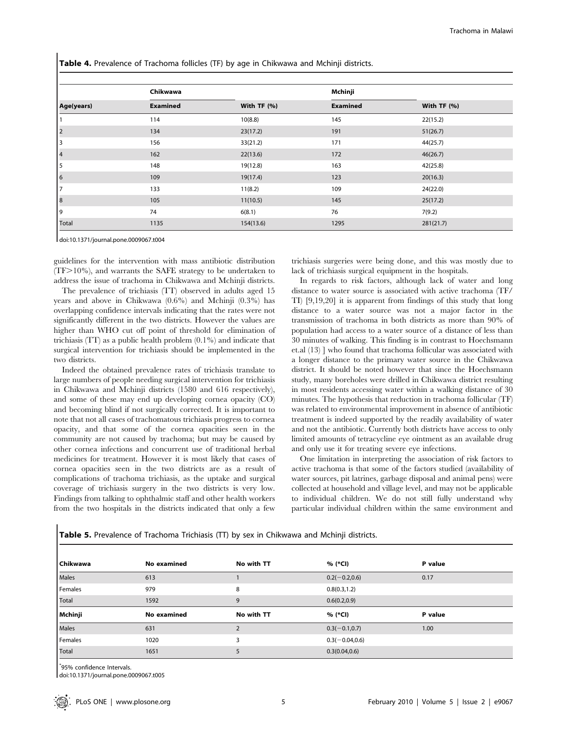**Table 4.** Prevalence of Trachoma follicles (TF) by age in Chikwawa and Mchinji districts.

| | Chikwawa | | Mchinji | |
|---|---|---|---|---|
| Age(years) | Examined | With TF (%) | Examined | With TF (%) |
| 1 | 114 | 10(8.8) | 145 | 22(15.2) |
| 2 | 134 | 23(17.2) | 191 | 51(26.7) |
| 3 | 156 | 33(21.2) | 171 | 44(25.7) |
| 4 | 162 | 22(13.6) | 172 | 46(26.7) |
| 5 | 148 | 19(12.8) | 163 | 42(25.8) |
| 6 | 109 | 19(17.4) | 123 | 20(16.3) |
| 7 | 133 | 11(8.2) | 109 | 24(22.0) |
| 8 | 105 | 11(10.5) | 145 | 25(17.2) |
| 9 | 74 | 6(8.1) | 76 | 7(9.2) |
| Total | 1135 | 154(13.6) | 1295 | 281(21.7) |

doi:10.1371/journal.pone.0009067.t004

guidelines for the intervention with mass antibiotic distribution (TF>10%), and warrants the SAFE strategy to be undertaken to address the issue of trachoma in Chikwawa and Mchinji districts.

The prevalence of trichiasis (TT) observed in adults aged 15 years and above in Chikwawa (0.6%) and Mchinji (0.3%) has overlapping confidence intervals indicating that the rates were not significantly different in the two districts. However the values are higher than WHO cut off point of threshold for elimination of trichiasis (TT) as a public health problem (0.1%) and indicate that surgical intervention for trichiasis should be implemented in the two districts.

Indeed the obtained prevalence rates of trichiasis translate to large numbers of people needing surgical intervention for trichiasis in Chikwawa and Mchinji districts (1580 and 616 respectively), and some of these may end up developing cornea opacity (CO) and becoming blind if not surgically corrected. It is important to note that not all cases of trachomatous trichiasis progress to cornea opacity, and that some of the cornea opacities seen in the community are not caused by trachoma; but may be caused by other cornea infections and concurrent use of traditional herbal medicines for treatment. However it is most likely that cases of cornea opacities seen in the two districts are as a result of complications of trachoma trichiasis, as the uptake and surgical coverage of trichiasis surgery in the two districts is very low. Findings from talking to ophthalmic staff and other health workers from the two hospitals in the districts indicated that only a few trichiasis surgeries were being done, and this was mostly due to lack of trichiasis surgical equipment in the hospitals.

In regards to risk factors, although lack of water and long distance to water source is associated with active trachoma (TF/TI) [9,19,20] it is apparent from findings of this study that long distance to a water source was not a major factor in the transmission of trachoma in both districts as more than 90% of population had access to a water source of a distance of less than 30 minutes of walking. This finding is in contrast to Hoechsmann et.al (13) ] who found that trachoma follicular was associated with a longer distance to the primary water source in the Chikwawa district. It should be noted however that since the Hoechsmann study, many boreholes were drilled in Chikwawa district resulting in most residents accessing water within a walking distance of 30 minutes. The hypothesis that reduction in trachoma follicular (TF) was related to environmental improvement in absence of antibiotic treatment is indeed supported by the readily availability of water and not the antibiotic. Currently both districts have access to only limited amounts of tetracycline eye ointment as an available drug and only use it for treating severe eye infections.

One limitation in interpreting the association of risk factors to active trachoma is that some of the factors studied (availability of water sources, pit latrines, garbage disposal and animal pens) were collected at household and village level, and may not be applicable to individual children. We do not still fully understand why particular individual children within the same environment and

**Table 5.** Prevalence of Trachoma Trichiasis (TT) by sex in Chikwawa and Mchinji districts.

| Chikwawa | No examined | No with TT | % (*CI) | P value |
|---|---|---|---|---|
| Males | 613 | 1 | 0.2(−0.2,0.6) | 0.17 |
| Females | 979 | 8 | 0.8(0.3,1.2) | |
| Total | 1592 | 9 | 0.6(0.2,0.9) | |
| **Mchinji** | **No examined** | **No with TT** | **% (*CI)** | **P value** |
| Males | 631 | 2 | 0.3(−0.1,0.7) | 1.00 |
| Females | 1020 | 3 | 0.3(−0.04,0.6) | |
| Total | 1651 | 5 | 0.3(0.04,0.6) | |

*95% confidence Intervals.

doi:10.1371/journal.pone.0009067.t005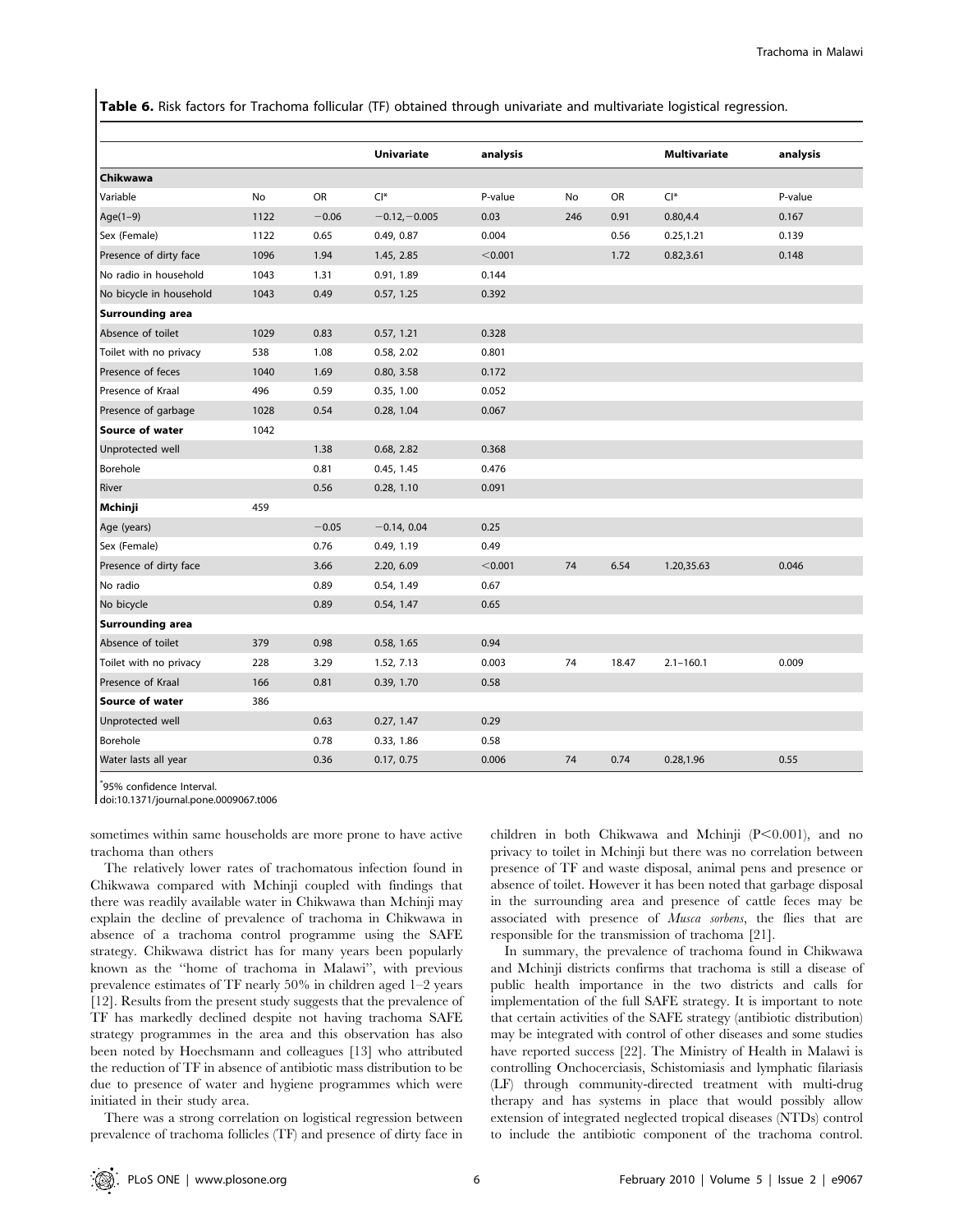**Table 6.** Risk factors for Trachoma follicular (TF) obtained through univariate and multivariate logistical regression.

| | | | Univariate | analysis | | | Multivariate | analysis |
|---|---|---|---|---|---|---|---|---|
| **Chikwawa** | | | | | | | | |
| Variable | No | OR | CI* | P-value | No | OR | CI* | P-value |
| Age(1–9) | 1122 | −0.06 | −0.12, −0.005 | 0.03 | 246 | 0.91 | 0.80,4.4 | 0.167 |
| Sex (Female) | 1122 | 0.65 | 0.49, 0.87 | 0.004 | | 0.56 | 0.25,1.21 | 0.139 |
| Presence of dirty face | 1096 | 1.94 | 1.45, 2.85 | <0.001 | | 1.72 | 0.82,3.61 | 0.148 |
| No radio in household | 1043 | 1.31 | 0.91, 1.89 | 0.144 | | | | |
| No bicycle in household | 1043 | 0.49 | 0.57, 1.25 | 0.392 | | | | |
| **Surrounding area** | | | | | | | | |
| Absence of toilet | 1029 | 0.83 | 0.57, 1.21 | 0.328 | | | | |
| Toilet with no privacy | 538 | 1.08 | 0.58, 2.02 | 0.801 | | | | |
| Presence of feces | 1040 | 1.69 | 0.80, 3.58 | 0.172 | | | | |
| Presence of Kraal | 496 | 0.59 | 0.35, 1.00 | 0.052 | | | | |
| Presence of garbage | 1028 | 0.54 | 0.28, 1.04 | 0.067 | | | | |
| **Source of water** | 1042 | | | | | | | |
| Unprotected well | | 1.38 | 0.68, 2.82 | 0.368 | | | | |
| Borehole | | 0.81 | 0.45, 1.45 | 0.476 | | | | |
| River | | 0.56 | 0.28, 1.10 | 0.091 | | | | |
| **Mchinji** | 459 | | | | | | | |
| Age (years) | | −0.05 | −0.14, 0.04 | 0.25 | | | | |
| Sex (Female) | | 0.76 | 0.49, 1.19 | 0.49 | | | | |
| Presence of dirty face | | 3.66 | 2.20, 6.09 | <0.001 | 74 | 6.54 | 1.20,35.63 | 0.046 |
| No radio | | 0.89 | 0.54, 1.49 | 0.67 | | | | |
| No bicycle | | 0.89 | 0.54, 1.47 | 0.65 | | | | |
| **Surrounding area** | | | | | | | | |
| Absence of toilet | 379 | 0.98 | 0.58, 1.65 | 0.94 | | | | |
| Toilet with no privacy | 228 | 3.29 | 1.52, 7.13 | 0.003 | 74 | 18.47 | 2.1–160.1 | 0.009 |
| Presence of Kraal | 166 | 0.81 | 0.39, 1.70 | 0.58 | | | | |
| **Source of water** | 386 | | | | | | | |
| Unprotected well | | 0.63 | 0.27, 1.47 | 0.29 | | | | |
| Borehole | | 0.78 | 0.33, 1.86 | 0.58 | | | | |
| Water lasts all year | | 0.36 | 0.17, 0.75 | 0.006 | 74 | 0.74 | 0.28,1.96 | 0.55 |

*95% confidence Interval.

doi:10.1371/journal.pone.0009067.t006

sometimes within same households are more prone to have active trachoma than others

The relatively lower rates of trachomatous infection found in Chikwawa compared with Mchinji coupled with findings that there was readily available water in Chikwawa than Mchinji may explain the decline of prevalence of trachoma in Chikwawa in absence of a trachoma control programme using the SAFE strategy. Chikwawa district has for many years been popularly known as the "home of trachoma in Malawi", with previous prevalence estimates of TF nearly 50% in children aged 1–2 years [12]. Results from the present study suggests that the prevalence of TF has markedly declined despite not having trachoma SAFE strategy programmes in the area and this observation has also been noted by Hoechsmann and colleagues [13] who attributed the reduction of TF in absence of antibiotic mass distribution to be due to presence of water and hygiene programmes which were initiated in their study area.

There was a strong correlation on logistical regression between prevalence of trachoma follicles (TF) and presence of dirty face in children in both Chikwawa and Mchinji ($P<0.001$), and no privacy to toilet in Mchinji but there was no correlation between presence of TF and waste disposal, animal pens and presence or absence of toilet. However it has been noted that garbage disposal in the surrounding area and presence of cattle feces may be associated with presence of *Musca sorbens*, the flies that are responsible for the transmission of trachoma [21].

In summary, the prevalence of trachoma found in Chikwawa and Mchinji districts confirms that trachoma is still a disease of public health importance in the two districts and calls for implementation of the full SAFE strategy. It is important to note that certain activities of the SAFE strategy (antibiotic distribution) may be integrated with control of other diseases and some studies have reported success [22]. The Ministry of Health in Malawi is controlling Onchocerciasis, Schistomiasis and lymphatic filariasis (LF) through community-directed treatment with multi-drug therapy and has systems in place that would possibly allow extension of integrated neglected tropical diseases (NTDs) control to include the antibiotic component of the trachoma control.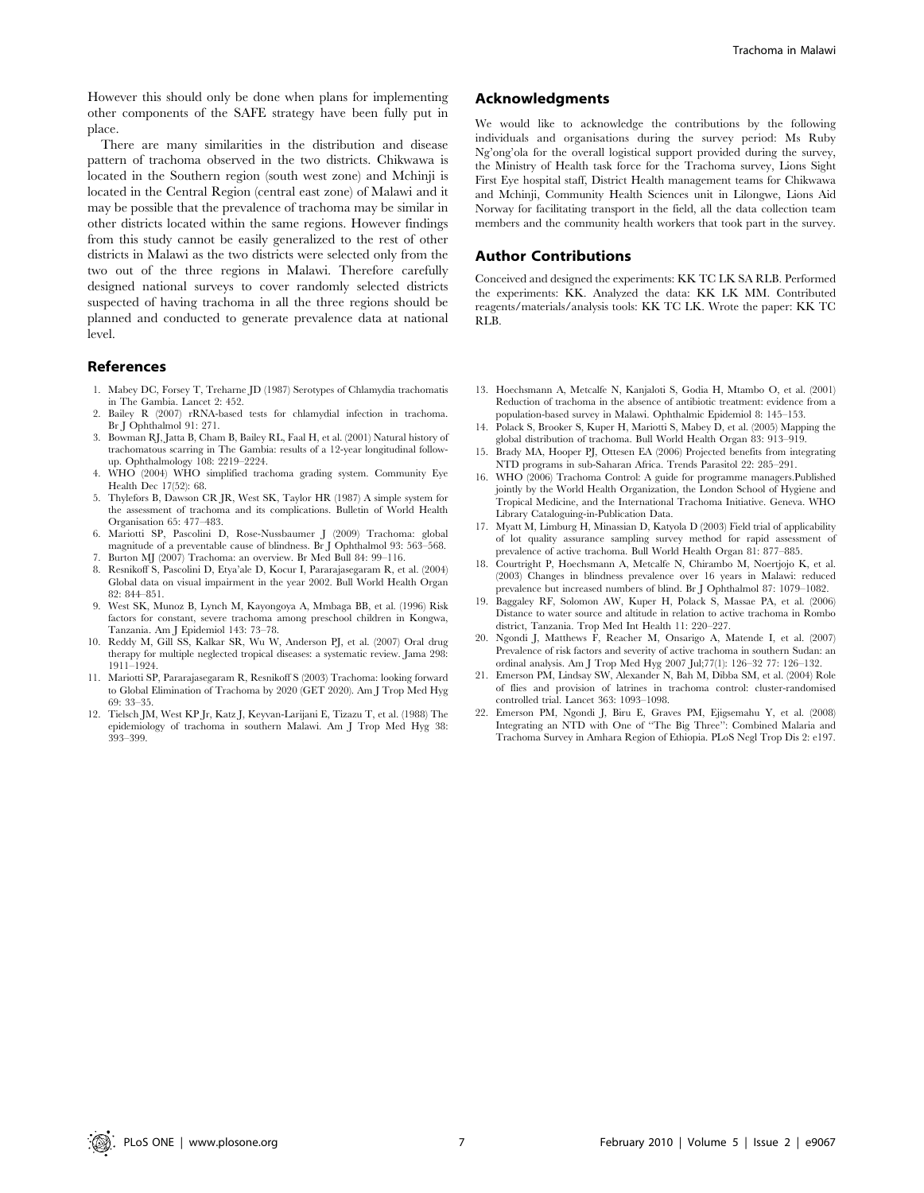However this should only be done when plans for implementing other components of the SAFE strategy have been fully put in place.

There are many similarities in the distribution and disease pattern of trachoma observed in the two districts. Chikwawa is located in the Southern region (south west zone) and Mchinji is located in the Central Region (central east zone) of Malawi and it may be possible that the prevalence of trachoma may be similar in other districts located within the same regions. However findings from this study cannot be easily generalized to the rest of other districts in Malawi as the two districts were selected only from the two out of the three regions in Malawi. Therefore carefully designed national surveys to cover randomly selected districts suspected of having trachoma in all the three regions should be planned and conducted to generate prevalence data at national level.

## Acknowledgments

We would like to acknowledge the contributions by the following individuals and organisations during the survey period: Ms Ruby Ng'ong'ola for the overall logistical support provided during the survey, the Ministry of Health task force for the Trachoma survey, Lions Sight First Eye hospital staff, District Health management teams for Chikwawa and Mchinji, Community Health Sciences unit in Lilongwe, Lions Aid Norway for facilitating transport in the field, all the data collection team members and the community health workers that took part in the survey.

## Author Contributions

Conceived and designed the experiments: KK TC LK SA RLB. Performed the experiments: KK. Analyzed the data: KK LK MM. Contributed reagents/materials/analysis tools: KK TC LK. Wrote the paper: KK TC RLB.

## References

1. Mabey DC, Forsey T, Treharne JD (1987) Serotypes of Chlamydia trachomatis in The Gambia. Lancet 2: 452.
2. Bailey R (2007) rRNA-based tests for chlamydial infection in trachoma. Br J Ophthalmol 91: 271.
3. Bowman RJ, Jatta B, Cham B, Bailey RL, Faal H, et al. (2001) Natural history of trachomatous scarring in The Gambia: results of a 12-year longitudinal follow-up. Ophthalmology 108: 2219–2224.
4. WHO (2004) WHO simplified trachoma grading system. Community Eye Health Dec 17(52): 68.
5. Thylefors B, Dawson CR JR, West SK, Taylor HR (1987) A simple system for the assessment of trachoma and its complications. Bulletin of World Health Organisation 65: 477–483.
6. Mariotti SP, Pascolini D, Rose-Nussbaumer J (2009) Trachoma: global magnitude of a preventable cause of blindness. Br J Ophthalmol 93: 563–568.
7. Burton MJ (2007) Trachoma: an overview. Br Med Bull 84: 99–116.
8. Resnikoff S, Pascolini D, Etya'ale D, Kocur I, Pararajasegaram R, et al. (2004) Global data on visual impairment in the year 2002. Bull World Health Organ 82: 844–851.
9. West SK, Munoz B, Lynch M, Kayongoya A, Mmbaga BB, et al. (1996) Risk factors for constant, severe trachoma among preschool children in Kongwa, Tanzania. Am J Epidemiol 143: 73–78.
10. Reddy M, Gill SS, Kalkar SR, Wu W, Anderson PJ, et al. (2007) Oral drug therapy for multiple neglected tropical diseases: a systematic review. Jama 298: 1911–1924.
11. Mariotti SP, Pararajasegaram R, Resnikoff S (2003) Trachoma: looking forward to Global Elimination of Trachoma by 2020 (GET 2020). Am J Trop Med Hyg 69: 33–35.
12. Tielsch JM, West KP Jr, Katz J, Keyvan-Larijani E, Tizazu T, et al. (1988) The epidemiology of trachoma in southern Malawi. Am J Trop Med Hyg 38: 393–399.
13. Hoechsmann A, Metcalfe N, Kanjaloti S, Godia H, Mtambo O, et al. (2001) Reduction of trachoma in the absence of antibiotic treatment: evidence from a population-based survey in Malawi. Ophthalmic Epidemiol 8: 145–153.
14. Polack S, Brooker S, Kuper H, Mariotti S, Mabey D, et al. (2005) Mapping the global distribution of trachoma. Bull World Health Organ 83: 913–919.
15. Brady MA, Hooper PJ, Ottesen EA (2006) Projected benefits from integrating NTD programs in sub-Saharan Africa. Trends Parasitol 22: 285–291.
16. WHO (2006) Trachoma Control: A guide for programme managers.Published jointly by the World Health Organization, the London School of Hygiene and Tropical Medicine, and the International Trachoma Initiative. Geneva. WHO Library Cataloguing-in-Publication Data.
17. Myatt M, Limburg H, Minassian D, Katyola D (2003) Field trial of applicability of lot quality assurance sampling survey method for rapid assessment of prevalence of active trachoma. Bull World Health Organ 81: 877–885.
18. Courtright P, Hoechsmann A, Metcalfe N, Chirambo M, Noertjojo K, et al. (2003) Changes in blindness prevalence over 16 years in Malawi: reduced prevalence but increased numbers of blind. Br J Ophthalmol 87: 1079–1082.
19. Baggaley RF, Solomon AW, Kuper H, Polack S, Massae PA, et al. (2006) Distance to water source and altitude in relation to active trachoma in Rombo district, Tanzania. Trop Med Int Health 11: 220–227.
20. Ngondi J, Matthews F, Reacher M, Onsarigo A, Matende I, et al. (2007) Prevalence of risk factors and severity of active trachoma in southern Sudan: an ordinal analysis. Am J Trop Med Hyg 2007 Jul;77(1): 126–32 77: 126–132.
21. Emerson PM, Lindsay SW, Alexander N, Bah M, Dibba SM, et al. (2004) Role of flies and provision of latrines in trachoma control: cluster-randomised controlled trial. Lancet 363: 1093–1098.
22. Emerson PM, Ngondi J, Biru E, Graves PM, Ejigsemahu Y, et al. (2008) Integrating an NTD with One of "The Big Three": Combined Malaria and Trachoma Survey in Amhara Region of Ethiopia. PLoS Negl Trop Dis 2: e197.